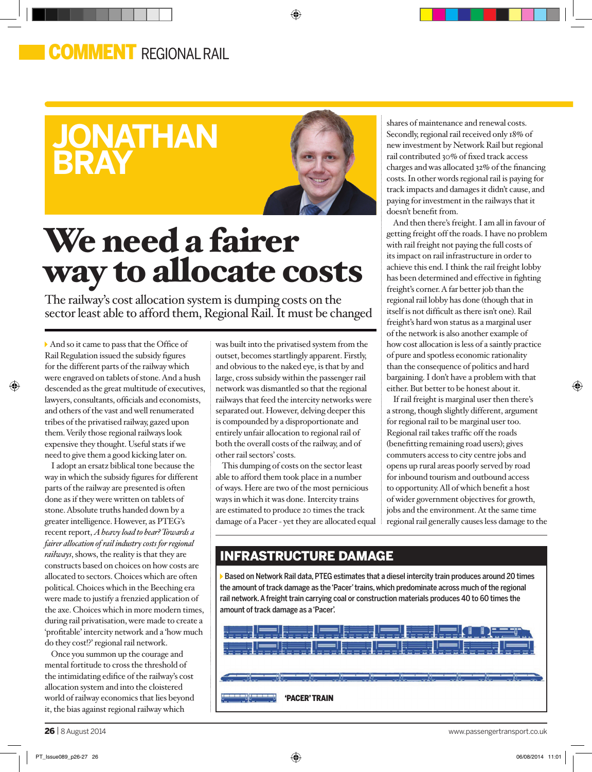COMMENT REGIONAL RAIL

# JONATHAN BRAY

# We need a fairer way to allocate costs

The railway's cost allocation system is dumping costs on the sector least able to afford them, Regional Rail. It must be changed

And so it came to pass that the Office of Rail Regulation issued the subsidy figures for the different parts of the railway which were engraved on tablets of stone. And a hush descended as the great multitude of executives, lawyers, consultants, officials and economists, and others of the vast and well renumerated tribes of the privatised railway, gazed upon them. Verily those regional railways look expensive they thought. Useful stats if we need to give them a good kicking later on.

I adopt an ersatz biblical tone because the way in which the subsidy figures for different parts of the railway are presented is often done as if they were written on tablets of stone. Absolute truths handed down by a greater intelligence. However, as PTEG's recent report, *A heavy load to bear? Towards a fairer allocation of rail industry costs for regional railways*, shows, the reality is that they are constructs based on choices on how costs are allocated to sectors. Choices which are often political. Choices which in the Beeching era were made to justify a frenzied application of the axe. Choices which in more modern times, during rail privatisation, were made to create a 'profitable' intercity network and a 'how much do they cost!?' regional rail network.

Once you summon up the courage and mental fortitude to cross the threshold of the intimidating edifice of the railway's cost allocation system and into the cloistered world of railway economics that lies beyond it, the bias against regional railway which was built into the privatised system from the outset, becomes startlingly apparent. Firstly, and obvious to the naked eye, is that by and large, cross subsidy within the passenger rail network was dismantled so that the regional railways that feed the intercity networks were separated out. However, delving deeper this is compounded by a disproportionate and entirely unfair allocation to regional rail of both the overall costs of the railway, and of other rail sectors' costs.

This dumping of costs on the sector least able to afford them took place in a number of ways. Here are two of the most pernicious ways in which it was done. Intercity trains are estimated to produce 20 times the track damage of a Pacer - yet they are allocated equal shares of maintenance and renewal costs. Secondly, regional rail received only 18% of new investment by Network Rail but regional rail contributed 30% of fixed track access charges and was allocated 32% of the financing costs. In other words regional rail is paying for track impacts and damages it didn't cause, and paying for investment in the railways that it doesn't benefit from.

And then there's freight. I am all in favour of getting freight off the roads. I have no problem with rail freight not paying the full costs of its impact on rail infrastructure in order to achieve this end. I think the rail freight lobby has been determined and effective in fighting freight's corner. A far better job than the regional rail lobby has done (though that in itself is not difficult as there isn't one). Rail freight's hard won status as a marginal user of the network is also another example of how cost allocation is less of a saintly practice of pure and spotless economic rationality than the consequence of politics and hard bargaining. I don't have a problem with that either. But better to be honest about it.

If rail freight is marginal user then there's a strong, though slightly different, argument for regional rail to be marginal user too. Regional rail takes traffic off the roads (benefitting remaining road users); gives commuters access to city centre jobs and opens up rural areas poorly served by road for inbound tourism and outbound access to opportunity. All of which benefit a host of wider government objectives for growth, jobs and the environment. At the same time regional rail generally causes less damage to the

## INFRASTRUCTURE DAMAGE

Based on Network Rail data, PTEG estimates that a diesel intercity train produces around 20 times the amount of track damage as the 'Pacer' trains, which predominate across much of the regional rail network. A freight train carrying coal or construction materials produces 40 to 60 times the amount of track damage as a 'Pacer'.

'PACER' TRAIN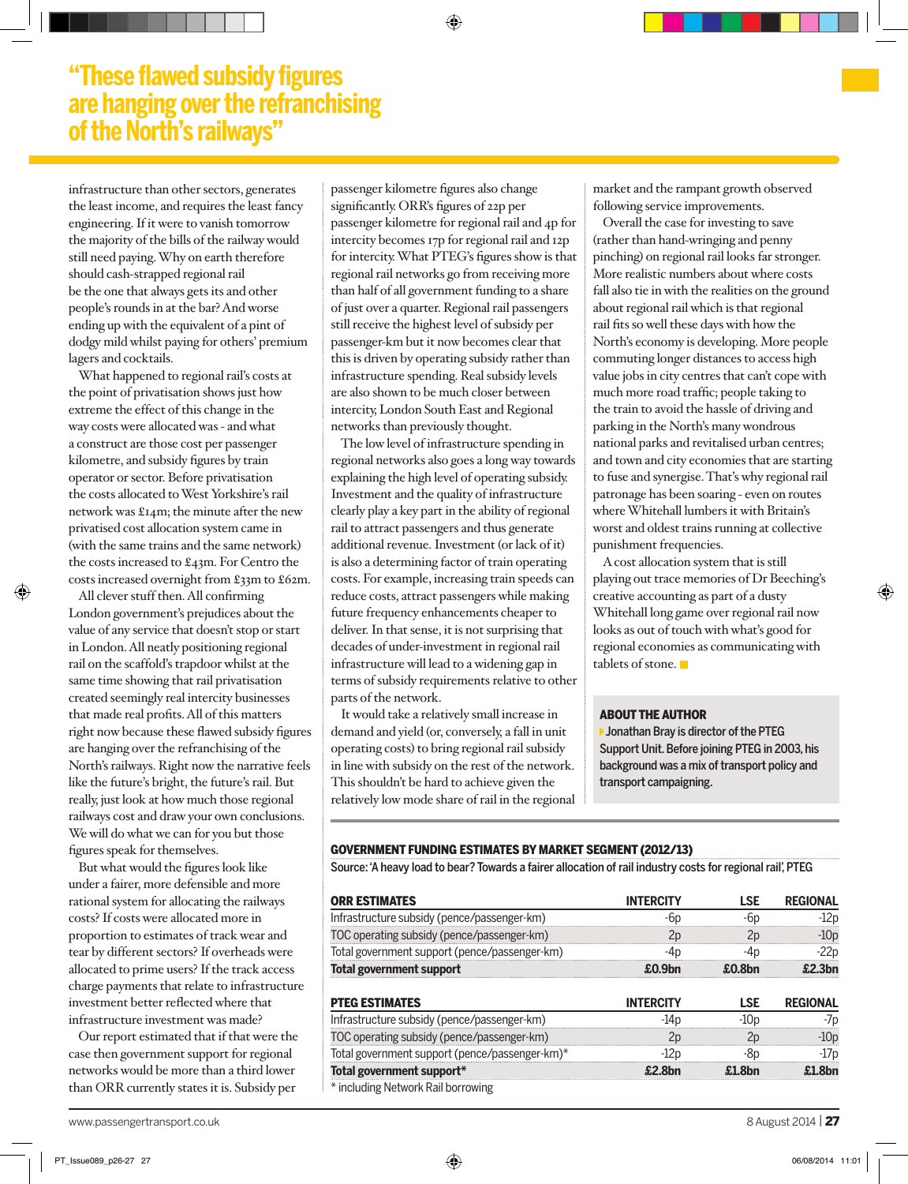> “These flawed subsidy figures are hanging over the refranchising of the North’s railways”

infrastructure than other sectors, generates the least income, and requires the least fancy engineering. If it were to vanish tomorrow the majority of the bills of the railway would still need paying. Why on earth therefore should cash-strapped regional rail be the one that always gets its and other people’s rounds in at the bar? And worse ending up with the equivalent of a pint of dodgy mild whilst paying for others’ premium lagers and cocktails.

What happened to regional rail’s costs at the point of privatisation shows just how extreme the effect of this change in the way costs were allocated was - and what a construct are those cost per passenger kilometre, and subsidy figures by train operator or sector. Before privatisation the costs allocated to West Yorkshire’s rail network was £14m; the minute after the new privatised cost allocation system came in (with the same trains and the same network) the costs increased to £43m. For Centro the costs increased overnight from £33m to £62m.

All clever stuff then. All confirming London government’s prejudices about the value of any service that doesn’t stop or start in London. All neatly positioning regional rail on the scaffold’s trapdoor whilst at the same time showing that rail privatisation created seemingly real intercity businesses that made real profits. All of this matters right now because these flawed subsidy figures are hanging over the refranchising of the North’s railways. Right now the narrative feels like the future’s bright, the future’s rail. But really, just look at how much those regional railways cost and draw your own conclusions. We will do what we can for you but those figures speak for themselves.

But what would the figures look like under a fairer, more defensible and more rational system for allocating the railways costs? If costs were allocated more in proportion to estimates of track wear and tear by different sectors? If overheads were allocated to prime users? If the track access charge payments that relate to infrastructure investment better reflected where that infrastructure investment was made?

Our report estimated that if that were the case then government support for regional networks would be more than a third lower than ORR currently states it is. Subsidy per passenger kilometre figures also change significantly. ORR’s figures of 22p per passenger kilometre for regional rail and 4p for intercity becomes 17p for regional rail and 12p for intercity. What PTEG’s figures show is that regional rail networks go from receiving more than half of all government funding to a share of just over a quarter. Regional rail passengers still receive the highest level of subsidy per passenger-km but it now becomes clear that this is driven by operating subsidy rather than infrastructure spending. Real subsidy levels are also shown to be much closer between intercity, London South East and Regional networks than previously thought.

The low level of infrastructure spending in regional networks also goes a long way towards explaining the high level of operating subsidy. Investment and the quality of infrastructure clearly play a key part in the ability of regional rail to attract passengers and thus generate additional revenue. Investment (or lack of it) is also a determining factor of train operating costs. For example, increasing train speeds can reduce costs, attract passengers while making future frequency enhancements cheaper to deliver. In that sense, it is not surprising that decades of under-investment in regional rail infrastructure will lead to a widening gap in terms of subsidy requirements relative to other parts of the network.

It would take a relatively small increase in demand and yield (or, conversely, a fall in unit operating costs) to bring regional rail subsidy in line with subsidy on the rest of the network. This shouldn’t be hard to achieve given the relatively low mode share of rail in the regional market and the rampant growth observed following service improvements.

Overall the case for investing to save (rather than hand-wringing and penny pinching) on regional rail looks far stronger. More realistic numbers about where costs fall also tie in with the realities on the ground about regional rail which is that regional rail fits so well these days with how the North’s economy is developing. More people commuting longer distances to access high value jobs in city centres that can’t cope with much more road traffic; people taking to the train to avoid the hassle of driving and parking in the North’s many wondrous national parks and revitalised urban centres; and town and city economies that are starting to fuse and synergise. That’s why regional rail patronage has been soaring - even on routes where Whitehall lumbers it with Britain’s worst and oldest trains running at collective punishment frequencies.

A cost allocation system that is still playing out trace memories of Dr Beeching’s creative accounting as part of a dusty Whitehall long game over regional rail now looks as out of touch with what’s good for regional economies as communicating with tablets of stone.

**ABOUT THE AUTHOR**

**Jonathan Bray is director of the PTEG Support Unit. Before joining PTEG in 2003, his background was a mix of transport policy and transport campaigning.**

**GOVERNMENT FUNDING ESTIMATES BY MARKET SEGMENT (2012/13)**

Source: ‘A heavy load to bear? Towards a fairer allocation of rail industry costs for regional rail’, PTEG

| ORR ESTIMATES | INTERCITY | LSE | REGIONAL |
|---|---|---|---|
| Infrastructure subsidy (pence/passenger-km) | -6p | -6p | -12p |
| TOC operating subsidy (pence/passenger-km) | 2p | 2p | -10p |
| Total government support (pence/passenger-km) | -4p | -4p | -22p |
| **Total government support** | **£0.9bn** | **£0.8bn** | **£2.3bn** |

| PTEG ESTIMATES | INTERCITY | LSE | REGIONAL |
|---|---|---|---|
| Infrastructure subsidy (pence/passenger-km) | -14p | -10p | -7p |
| TOC operating subsidy (pence/passenger-km) | 2p | 2p | -10p |
| Total government support (pence/passenger-km)* | -12p | -8p | -17p |
| **Total government support*** | **£2.8bn** | **£1.8bn** | **£1.8bn** |

\* including Network Rail borrowing